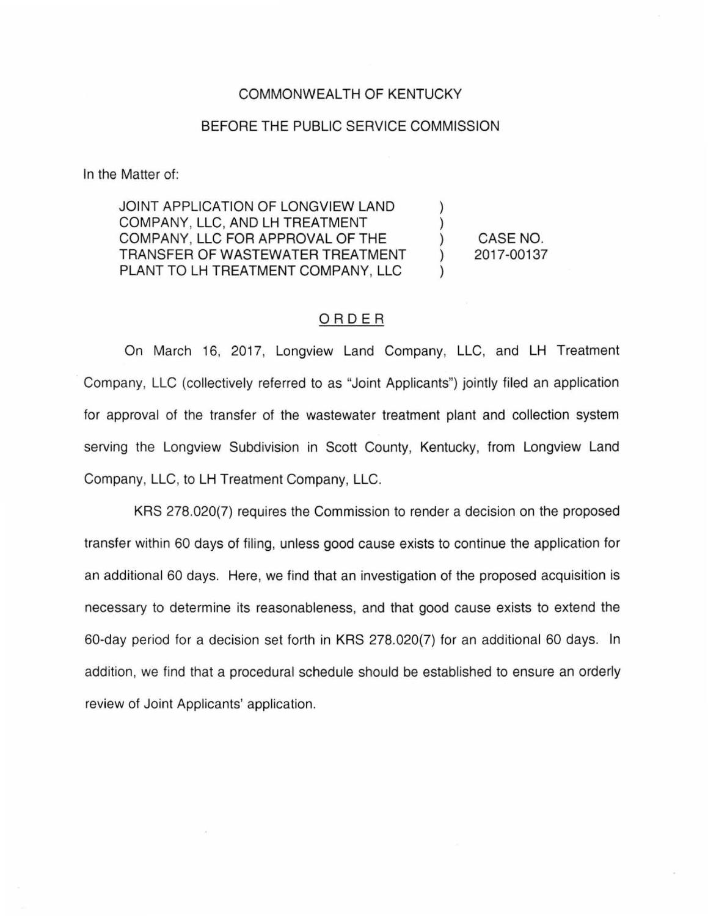COMMONWEALTH OF KENTUCKY

BEFORE THE PUBLIC SERVICE COMMISSION

In the Matter of:

| | | |
|---|---|---|
| JOINT APPLICATION OF LONGVIEW LAND COMPANY, LLC, AND LH TREATMENT COMPANY, LLC FOR APPROVAL OF THE TRANSFER OF WASTEWATER TREATMENT PLANT TO LH TREATMENT COMPANY, LLC | ) ) ) ) ) | CASE NO. 2017-00137 |

## ORDER

On March 16, 2017, Longview Land Company, LLC, and LH Treatment Company, LLC (collectively referred to as "Joint Applicants") jointly filed an application for approval of the transfer of the wastewater treatment plant and collection system serving the Longview Subdivision in Scott County, Kentucky, from Longview Land Company, LLC, to LH Treatment Company, LLC.

KRS 278.020(7) requires the Commission to render a decision on the proposed transfer within 60 days of filing, unless good cause exists to continue the application for an additional 60 days. Here, we find that an investigation of the proposed acquisition is necessary to determine its reasonableness, and that good cause exists to extend the 60-day period for a decision set forth in KRS 278.020(7) for an additional 60 days. In addition, we find that a procedural schedule should be established to ensure an orderly review of Joint Applicants' application.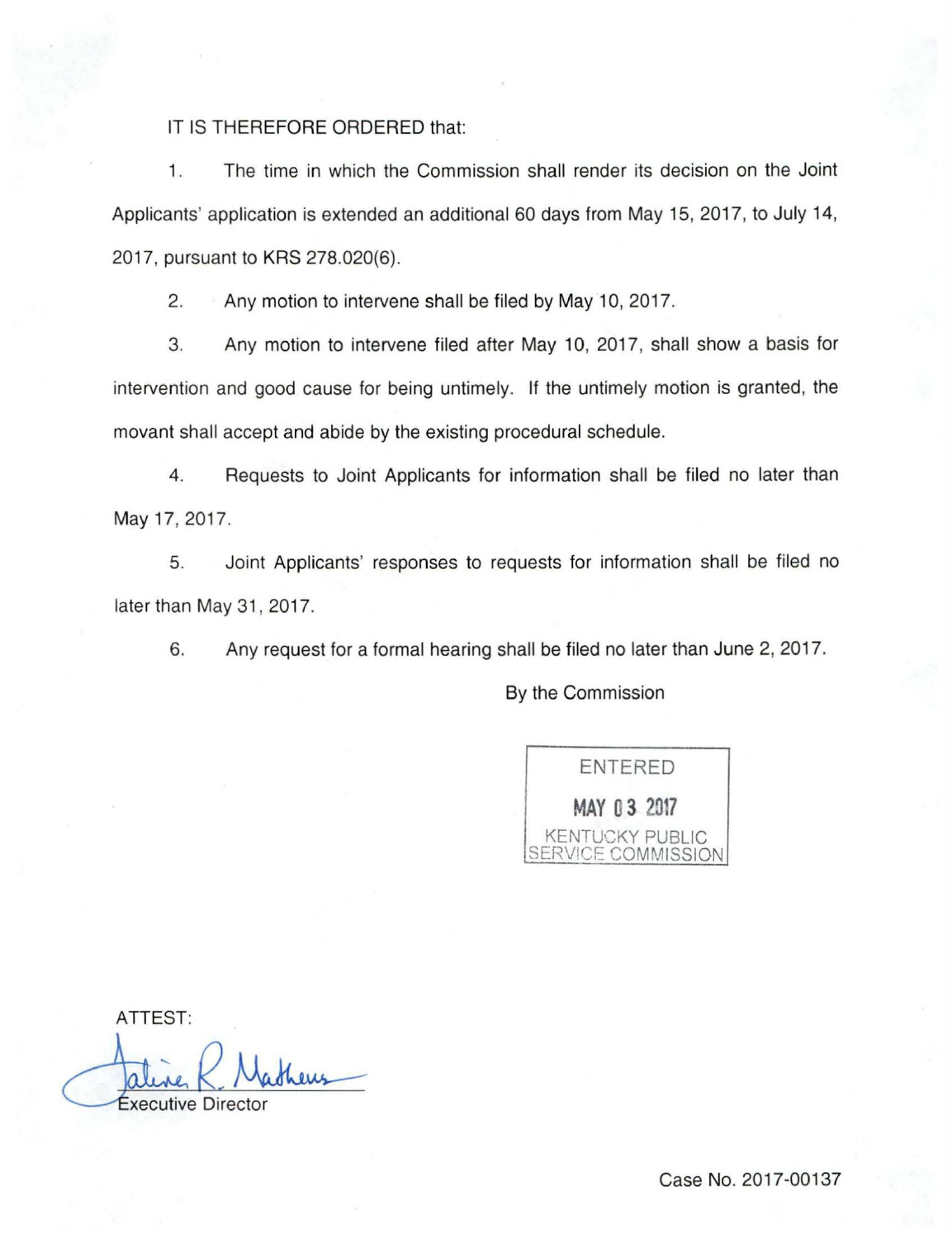IT IS THEREFORE ORDERED that:

1. The time in which the Commission shall render its decision on the Joint Applicants' application is extended an additional 60 days from May 15, 2017, to July 14, 2017, pursuant to KRS 278.020(6).

2. Any motion to intervene shall be filed by May 10, 2017.

3. Any motion to intervene filed after May 10, 2017, shall show a basis for intervention and good cause for being untimely. If the untimely motion is granted, the movant shall accept and abide by the existing procedural schedule.

4. Requests to Joint Applicants for information shall be filed no later than May 17, 2017.

5. Joint Applicants' responses to requests for information shall be filed no later than May 31, 2017.

6. Any request for a formal hearing shall be filed no later than June 2, 2017.

By the Commission

ENTERED
MAY 03 2017
KENTUCKY PUBLIC
SERVICE COMMISSION

ATTEST:

Executive Director

Case No. 2017-00137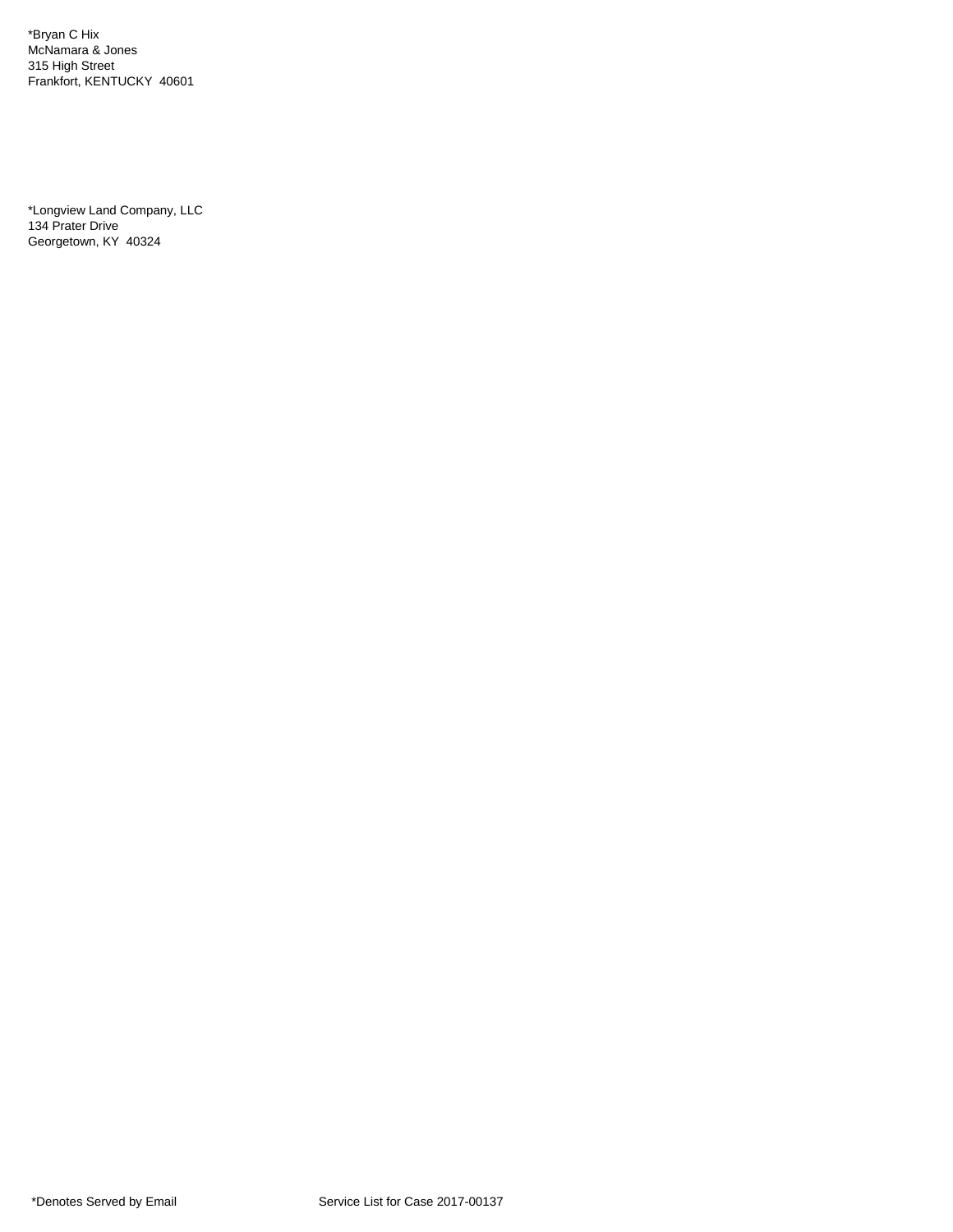*Bryan C Hix
McNamara & Jones
315 High Street
Frankfort, KENTUCKY 40601

*Longview Land Company, LLC
134 Prater Drive
Georgetown, KY 40324

*Denotes Served by Email

Service List for Case 2017-00137